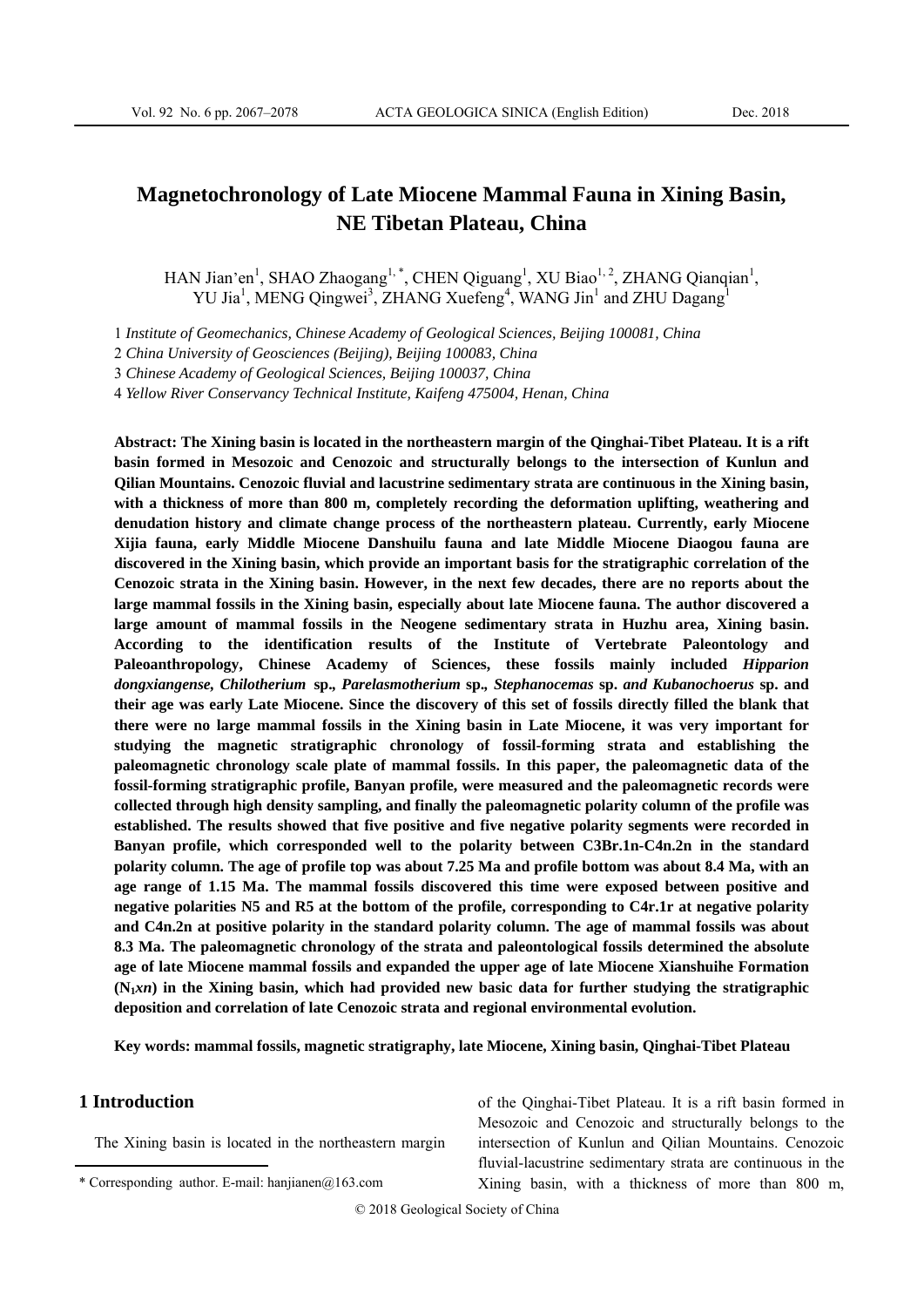# Magnetochronology of Late Miocene Mammal Fauna in Xining Basin, NE Tibetan Plateau, China

HAN Jian'en[1], SHAO Zhaogang[1,*], CHEN Qiguang[1], XU Biao[1,2], ZHANG Qianqian[1], YU Jia[1], MENG Qingwei[3], ZHANG Xuefeng[4], WANG Jin[1] and ZHU Dagang[1]

1 *Institute of Geomechanics, Chinese Academy of Geological Sciences, Beijing 100081, China*

2 *China University of Geosciences (Beijing), Beijing 100083, China*

3 *Chinese Academy of Geological Sciences, Beijing 100037, China*

4 *Yellow River Conservancy Technical Institute, Kaifeng 475004, Henan, China*

**Abstract: The Xining basin is located in the northeastern margin of the Qinghai-Tibet Plateau. It is a rift basin formed in Mesozoic and Cenozoic and structurally belongs to the intersection of Kunlun and Qilian Mountains. Cenozoic fluvial and lacustrine sedimentary strata are continuous in the Xining basin, with a thickness of more than 800 m, completely recording the deformation uplifting, weathering and denudation history and climate change process of the northeastern plateau. Currently, early Miocene Xijia fauna, early Middle Miocene Danshuilu fauna and late Middle Miocene Diaogou fauna are discovered in the Xining basin, which provide an important basis for the stratigraphic correlation of the Cenozoic strata in the Xining basin. However, in the next few decades, there are no reports about the large mammal fossils in the Xining basin, especially about late Miocene fauna. The author discovered a large amount of mammal fossils in the Neogene sedimentary strata in Huzhu area, Xining basin. According to the identification results of the Institute of Vertebrate Paleontology and Paleoanthropology, Chinese Academy of Sciences, these fossils mainly included *Hipparion dongxiangense*, *Chilotherium* sp., *Parelasmotherium* sp., *Stephanocemas* sp. *and Kubanochoerus* sp. and their age was early Late Miocene. Since the discovery of this set of fossils directly filled the blank that there were no large mammal fossils in the Xining basin in Late Miocene, it was very important for studying the magnetic stratigraphic chronology of fossil-forming strata and establishing the paleomagnetic chronology scale plate of mammal fossils. In this paper, the paleomagnetic data of the fossil-forming stratigraphic profile, Banyan profile, were measured and the paleomagnetic records were collected through high density sampling, and finally the paleomagnetic polarity column of the profile was established. The results showed that five positive and five negative polarity segments were recorded in Banyan profile, which corresponded well to the polarity between C3Br.1n-C4n.2n in the standard polarity column. The age of profile top was about 7.25 Ma and profile bottom was about 8.4 Ma, with an age range of 1.15 Ma. The mammal fossils discovered this time were exposed between positive and negative polarities N5 and R5 at the bottom of the profile, corresponding to C4r.1r at negative polarity and C4n.2n at positive polarity in the standard polarity column. The age of mammal fossils was about 8.3 Ma. The paleomagnetic chronology of the strata and paleontological fossils determined the absolute age of late Miocene mammal fossils and expanded the upper age of late Miocene Xianshuihe Formation ($N_1$*xn*) in the Xining basin, which had provided new basic data for further studying the stratigraphic deposition and correlation of late Cenozoic strata and regional environmental evolution.**

**Key words: mammal fossils, magnetic stratigraphy, late Miocene, Xining basin, Qinghai-Tibet Plateau**

## 1 Introduction

The Xining basin is located in the northeastern margin of the Qinghai-Tibet Plateau. It is a rift basin formed in Mesozoic and Cenozoic and structurally belongs to the intersection of Kunlun and Qilian Mountains. Cenozoic fluvial-lacustrine sedimentary strata are continuous in the Xining basin, with a thickness of more than 800 m,

* Corresponding author. E-mail: hanjianen@163.com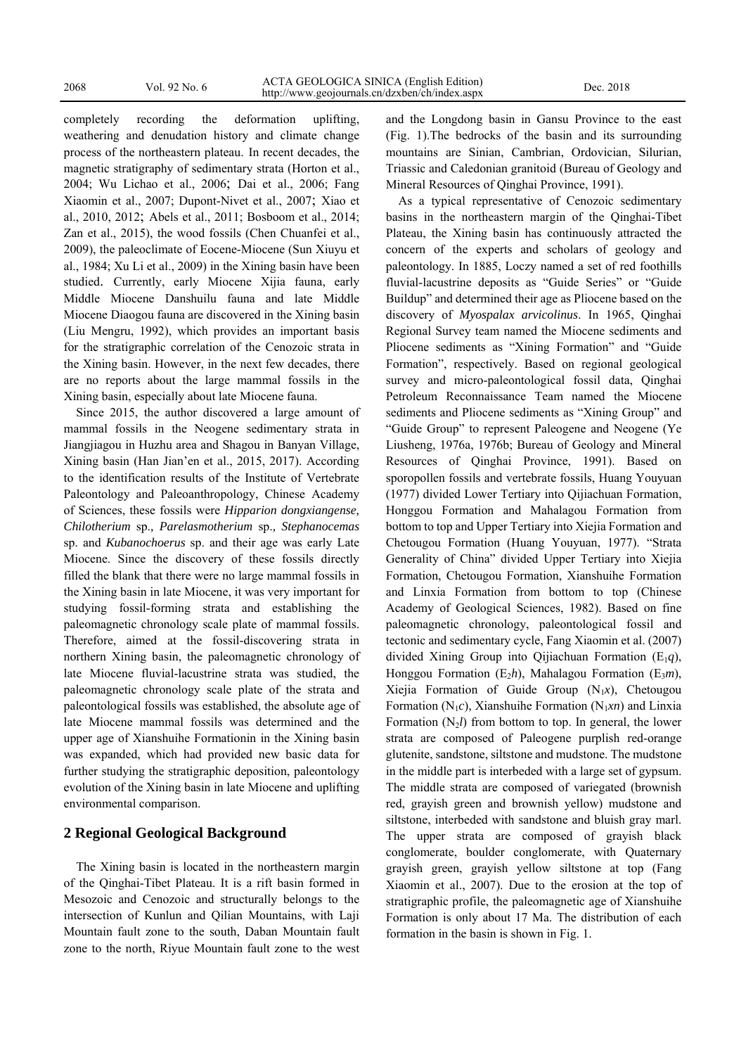completely recording the deformation uplifting, weathering and denudation history and climate change process of the northeastern plateau. In recent decades, the magnetic stratigraphy of sedimentary strata (Horton et al., 2004; Wu Lichao et al., 2006; Dai et al., 2006; Fang Xiaomin et al., 2007; Dupont-Nivet et al., 2007; Xiao et al., 2010, 2012; Abels et al., 2011; Bosboom et al., 2014; Zan et al., 2015), the wood fossils (Chen Chuanfei et al., 2009), the paleoclimate of Eocene-Miocene (Sun Xiuyu et al., 1984; Xu Li et al., 2009) in the Xining basin have been studied. Currently, early Miocene Xijia fauna, early Middle Miocene Danshuilu fauna and late Middle Miocene Diaogou fauna are discovered in the Xining basin (Liu Mengru, 1992), which provides an important basis for the stratigraphic correlation of the Cenozoic strata in the Xining basin. However, in the next few decades, there are no reports about the large mammal fossils in the Xining basin, especially about late Miocene fauna.

Since 2015, the author discovered a large amount of mammal fossils in the Neogene sedimentary strata in Jiangjiagou in Huzhu area and Shagou in Banyan Village, Xining basin (Han Jian'en et al., 2015, 2017). According to the identification results of the Institute of Vertebrate Paleontology and Paleoanthropology, Chinese Academy of Sciences, these fossils were *Hipparion dongxiangense, Chilotherium* sp., *Parelasmotherium* sp., *Stephanocemas* sp. and *Kubanochoerus* sp. and their age was early Late Miocene. Since the discovery of these fossils directly filled the blank that there were no large mammal fossils in the Xining basin in late Miocene, it was very important for studying fossil-forming strata and establishing the paleomagnetic chronology scale plate of mammal fossils. Therefore, aimed at the fossil-discovering strata in northern Xining basin, the paleomagnetic chronology of late Miocene fluvial-lacustrine strata was studied, the paleomagnetic chronology scale plate of the strata and paleontological fossils was established, the absolute age of late Miocene mammal fossils was determined and the upper age of Xianshuihe Formationin in the Xining basin was expanded, which had provided new basic data for further studying the stratigraphic deposition, paleontology evolution of the Xining basin in late Miocene and uplifting environmental comparison.

## 2 Regional Geological Background

The Xining basin is located in the northeastern margin of the Qinghai-Tibet Plateau. It is a rift basin formed in Mesozoic and Cenozoic and structurally belongs to the intersection of Kunlun and Qilian Mountains, with Laji Mountain fault zone to the south, Daban Mountain fault zone to the north, Riyue Mountain fault zone to the west and the Longdong basin in Gansu Province to the east (Fig. 1).The bedrocks of the basin and its surrounding mountains are Sinian, Cambrian, Ordovician, Silurian, Triassic and Caledonian granitoid (Bureau of Geology and Mineral Resources of Qinghai Province, 1991).

As a typical representative of Cenozoic sedimentary basins in the northeastern margin of the Qinghai-Tibet Plateau, the Xining basin has continuously attracted the concern of the experts and scholars of geology and paleontology. In 1885, Loczy named a set of red foothills fluvial-lacustrine deposits as "Guide Series" or "Guide Buildup" and determined their age as Pliocene based on the discovery of *Myospalax arvicolinus*. In 1965, Qinghai Regional Survey team named the Miocene sediments and Pliocene sediments as "Xining Formation" and "Guide Formation", respectively. Based on regional geological survey and micro-paleontological fossil data, Qinghai Petroleum Reconnaissance Team named the Miocene sediments and Pliocene sediments as "Xining Group" and "Guide Group" to represent Paleogene and Neogene (Ye Liusheng, 1976a, 1976b; Bureau of Geology and Mineral Resources of Qinghai Province, 1991). Based on sporopollen fossils and vertebrate fossils, Huang Youyuan (1977) divided Lower Tertiary into Qijiachuan Formation, Honggou Formation and Mahalagou Formation from bottom to top and Upper Tertiary into Xiejia Formation and Chetougou Formation (Huang Youyuan, 1977). "Strata Generality of China" divided Upper Tertiary into Xiejia Formation, Chetougou Formation, Xianshuihe Formation and Linxia Formation from bottom to top (Chinese Academy of Geological Sciences, 1982). Based on fine paleomagnetic chronology, paleontological fossil and tectonic and sedimentary cycle, Fang Xiaomin et al. (2007) divided Xining Group into Qijiachuan Formation ($E_1q$), Honggou Formation ($E_2h$), Mahalagou Formation ($E_3m$), Xiejia Formation of Guide Group ($N_1x$), Chetougou Formation ($N_1c$), Xianshuihe Formation ($N_1xn$) and Linxia Formation ($N_2l$) from bottom to top. In general, the lower strata are composed of Paleogene purplish red-orange glutenite, sandstone, siltstone and mudstone. The mudstone in the middle part is interbeded with a large set of gypsum. The middle strata are composed of variegated (brownish red, grayish green and brownish yellow) mudstone and siltstone, interbeded with sandstone and bluish gray marl. The upper strata are composed of grayish black conglomerate, boulder conglomerate, with Quaternary grayish green, grayish yellow siltstone at top (Fang Xiaomin et al., 2007). Due to the erosion at the top of stratigraphic profile, the paleomagnetic age of Xianshuihe Formation is only about 17 Ma. The distribution of each formation in the basin is shown in Fig. 1.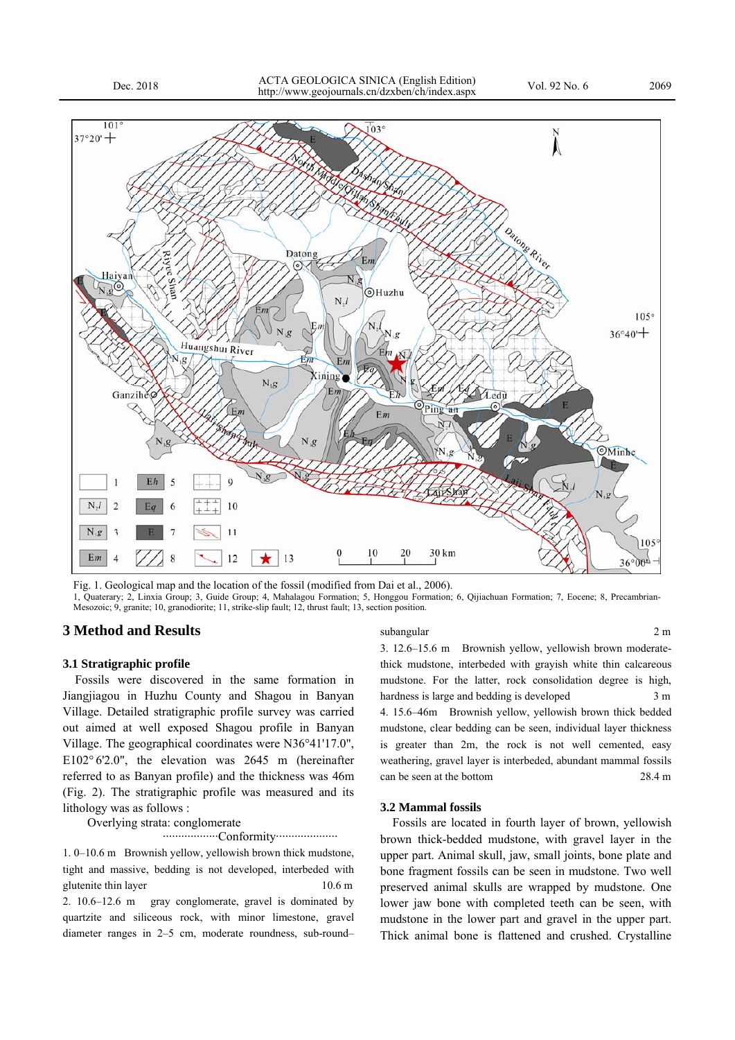Fig. 1. Geological map and the location of the fossil (modified from Dai et al., 2006).
1, Quaterary; 2, Linxia Group; 3, Guide Group; 4, Mahalagou Formation; 5, Honggou Formation; 6, Qijiachuan Formation; 7, Eocene; 8, Precambrian-Mesozoic; 9, granite; 10, granodiorite; 11, strike-slip fault; 12, thrust fault; 13, section position.

## 3 Method and Results

### 3.1 Stratigraphic profile

Fossils were discovered in the same formation in Jiangjiagou in Huzhu County and Shagou in Banyan Village. Detailed stratigraphic profile survey was carried out aimed at well exposed Shagou profile in Banyan Village. The geographical coordinates were N36°41'17.0", E102° 6'2.0", the elevation was 2645 m (hereinafter referred to as Banyan profile) and the thickness was 46m (Fig. 2). The stratigraphic profile was measured and its lithology was as follows :

Overlying strata: conglomerate

··················Conformity····················

1. 0–10.6 m Brownish yellow, yellowish brown thick mudstone, tight and massive, bedding is not developed, interbedded with glutenite thin layer 10.6 m

2. 10.6–12.6 m gray conglomerate, gravel is dominated by quartzite and siliceous rock, with minor limestone, gravel diameter ranges in 2–5 cm, moderate roundness, sub-round–subangular 2 m

3. 12.6–15.6 m Brownish yellow, yellowish brown moderate-thick mudstone, interbedded with grayish white thin calcareous mudstone. For the latter, rock consolidation degree is high, hardness is large and bedding is developed 3 m

4. 15.6–46m Brownish yellow, yellowish brown thick bedded mudstone, clear bedding can be seen, individual layer thickness is greater than 2m, the rock is not well cemented, easy weathering, gravel layer is interbeded, abundant mammal fossils can be seen at the bottom 28.4 m

### 3.2 Mammal fossils

Fossils are located in fourth layer of brown, yellowish brown thick-bedded mudstone, with gravel layer in the upper part. Animal skull, jaw, small joints, bone plate and bone fragment fossils can be seen in mudstone. Two well preserved animal skulls are wrapped by mudstone. One lower jaw bone with completed teeth can be seen, with mudstone in the lower part and gravel in the upper part. Thick animal bone is flattened and crushed. Crystalline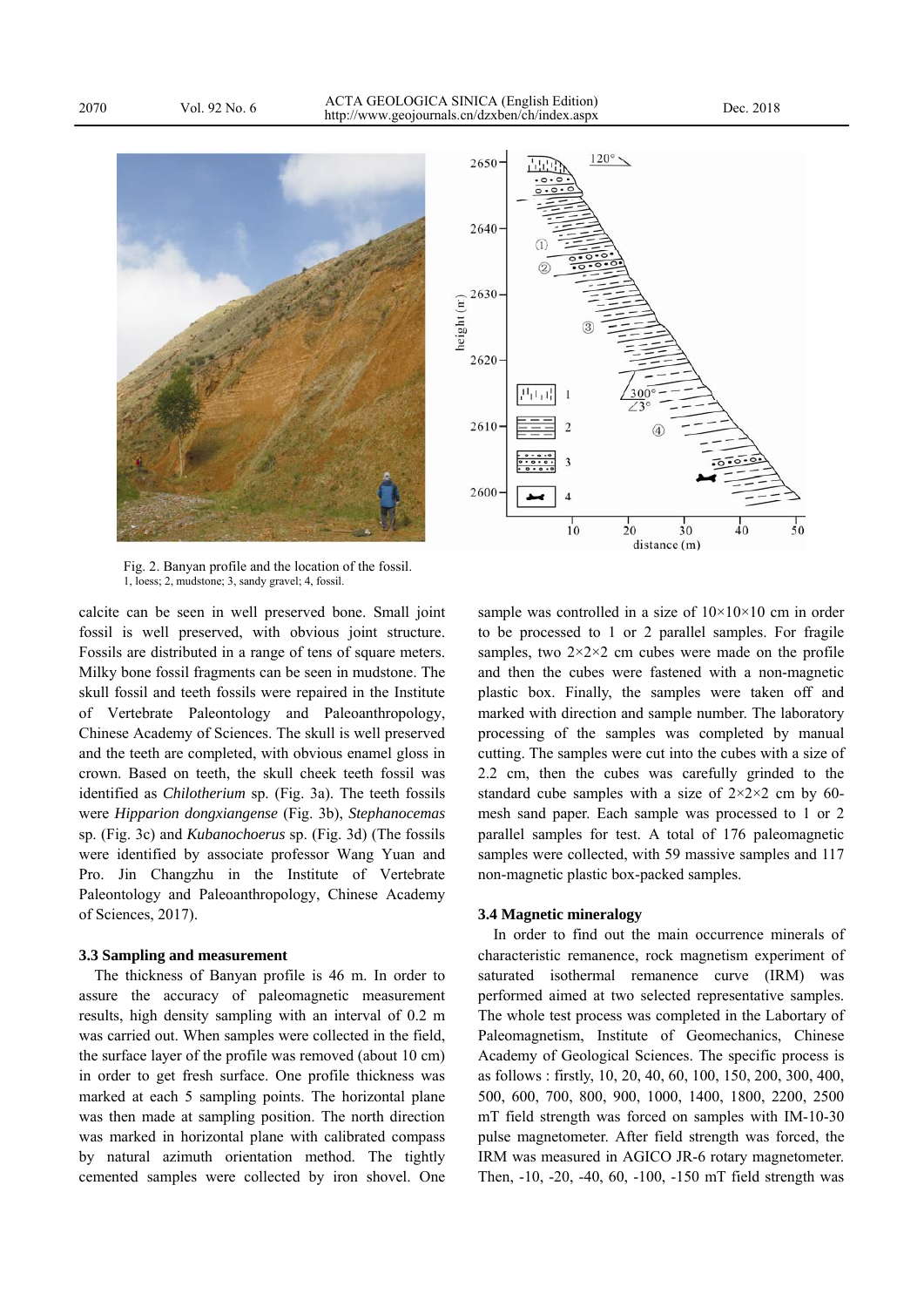Fig. 2. Banyan profile and the location of the fossil.
1, loess; 2, mudstone; 3, sandy gravel; 4, fossil.

calcite can be seen in well preserved bone. Small joint fossil is well preserved, with obvious joint structure. Fossils are distributed in a range of tens of square meters. Milky bone fossil fragments can be seen in mudstone. The skull fossil and teeth fossils were repaired in the Institute of Vertebrate Paleontology and Paleoanthropology, Chinese Academy of Sciences. The skull is well preserved and the teeth are completed, with obvious enamel gloss in crown. Based on teeth, the skull cheek teeth fossil was identified as *Chilotherium* sp. (Fig. 3a). The teeth fossils were *Hipparion dongxiangense* (Fig. 3b), *Stephanocemas* sp. (Fig. 3c) and *Kubanochoerus* sp. (Fig. 3d) (The fossils were identified by associate professor Wang Yuan and Pro. Jin Changzhu in the Institute of Vertebrate Paleontology and Paleoanthropology, Chinese Academy of Sciences, 2017).

### 3.3 Sampling and measurement

The thickness of Banyan profile is 46 m. In order to assure the accuracy of paleomagnetic measurement results, high density sampling with an interval of 0.2 m was carried out. When samples were collected in the field, the surface layer of the profile was removed (about 10 cm) in order to get fresh surface. One profile thickness was marked at each 5 sampling points. The horizontal plane was then made at sampling position. The north direction was marked in horizontal plane with calibrated compass by natural azimuth orientation method. The tightly cemented samples were collected by iron shovel. One sample was controlled in a size of 10×10×10 cm in order to be processed to 1 or 2 parallel samples. For fragile samples, two 2×2×2 cm cubes were made on the profile and then the cubes were fastened with a non-magnetic plastic box. Finally, the samples were taken off and marked with direction and sample number. The laboratory processing of the samples was completed by manual cutting. The samples were cut into the cubes with a size of 2.2 cm, then the cubes was carefully grinded to the standard cube samples with a size of 2×2×2 cm by 60-mesh sand paper. Each sample was processed to 1 or 2 parallel samples for test. A total of 176 paleomagnetic samples were collected, with 59 massive samples and 117 non-magnetic plastic box-packed samples.

### 3.4 Magnetic mineralogy

In order to find out the main occurrence minerals of characteristic remanence, rock magnetism experiment of saturated isothermal remanence curve (IRM) was performed aimed at two selected representative samples. The whole test process was completed in the Labortary of Paleomagnetism, Institute of Geomechanics, Chinese Academy of Geological Sciences. The specific process is as follows : firstly, 10, 20, 40, 60, 100, 150, 200, 300, 400, 500, 600, 700, 800, 900, 1000, 1400, 1800, 2200, 2500 mT field strength was forced on samples with IM-10-30 pulse magnetometer. After field strength was forced, the IRM was measured in AGICO JR-6 rotary magnetometer. Then, -10, -20, -40, 60, -100, -150 mT field strength was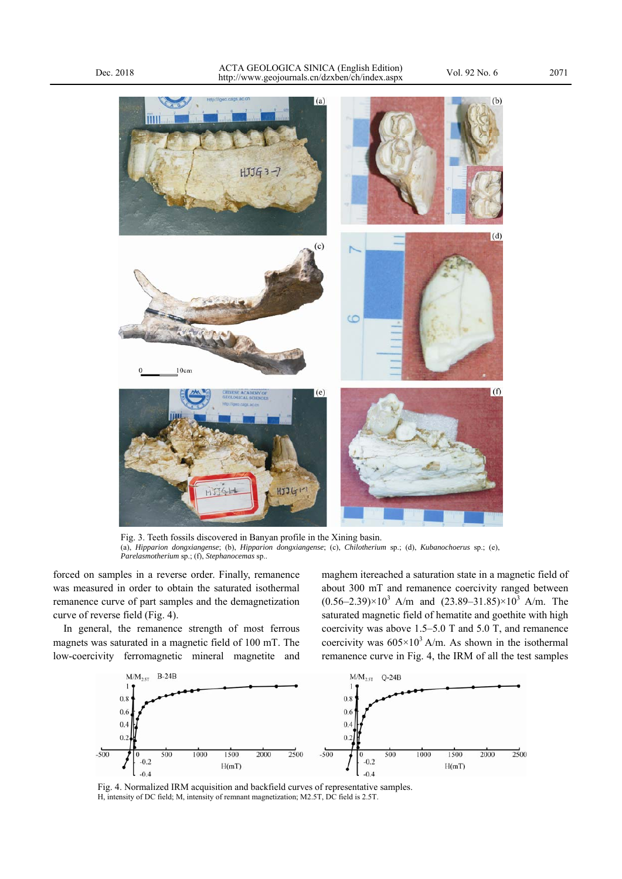Fig. 3. Teeth fossils discovered in Banyan profile in the Xining basin.
(a), *Hipparion dongxiangense*; (b), *Hipparion dongxiangense*; (c), *Chilotherium* sp.; (d), *Kubanochoerus* sp.; (e), *Parelasmotherium* sp.; (f), *Stephanocemas* sp..

forced on samples in a reverse order. Finally, remanence was measured in order to obtain the saturated isothermal remanence curve of part samples and the demagnetization curve of reverse field (Fig. 4).

In general, the remanence strength of most ferrous magnets was saturated in a magnetic field of 100 mT. The low-coercivity ferromagnetic mineral magnetite and maghem itereached a saturation state in a magnetic field of about 300 mT and remanence coercivity ranged between $(0.56–2.39)\times10^3$ A/m and $(23.89–31.85)\times10^3$ A/m. The saturated magnetic field of hematite and goethite with high coercivity was above 1.5–5.0 T and 5.0 T, and remanence coercivity was $605\times10^3$ A/m. As shown in the isothermal remanence curve in Fig. 4, the IRM of all the test samples

Fig. 4. Normalized IRM acquisition and backfield curves of representative samples.
H, intensity of DC field; M, intensity of remnant magnetization; M2.5T, DC field is 2.5T.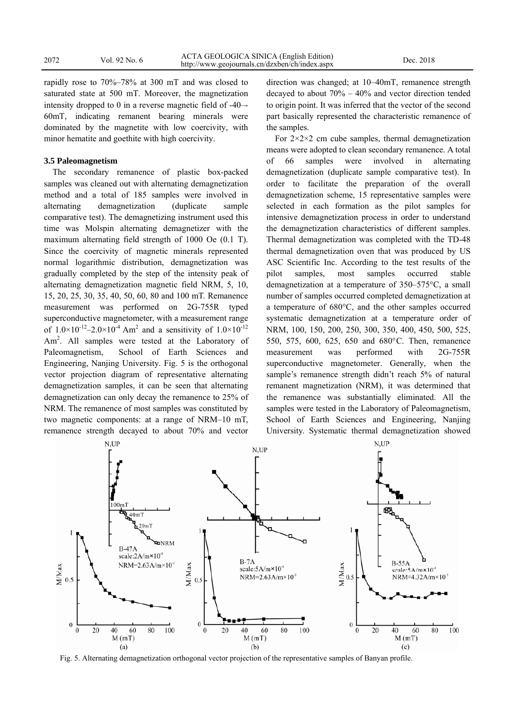rapidly rose to 70%–78% at 300 mT and was closed to saturated state at 500 mT. Moreover, the magnetization intensity dropped to 0 in a reverse magnetic field of -40–-60mT, indicating remanent bearing minerals were dominated by the magnetite with low coercivity, with minor hematite and goethite with high coercivity.

### 3.5 Paleomagnetism

The secondary remanence of plastic box-packed samples was cleaned out with alternating demagnetization method and a total of 185 samples were involved in alternating demagnetization (duplicate sample comparative test). The demagnetizing instrument used this time was Molspin alternating demagnetizer with the maximum alternating field strength of 1000 Oe (0.1 T). Since the coercivity of magnetic minerals represented normal logarithmic distribution, demagnetization was gradually completed by the step of the intensity peak of alternating demagnetization magnetic field NRM, 5, 10, 15, 20, 25, 30, 35, 40, 50, 60, 80 and 100 mT. Remanence measurement was performed on 2G-755R typed superconductive magnetometer, with a measurement range of $1.0\times10^{-12}$–$2.0\times10^{-4}$ $Am^2$ and a sensitivity of $1.0\times10^{-12}$ $Am^2$. All samples were tested at the Laboratory of Paleomagnetism, School of Earth Sciences and Engineering, Nanjing University. Fig. 5 is the orthogonal vector projection diagram of representative alternating demagnetization samples, it can be seen that alternating demagnetization can only decay the remanence to 25% of NRM. The remanence of most samples was constituted by two magnetic components: at a range of NRM–10 mT, remanence strength decayed to about 70% and vector direction was changed; at 10–40mT, remanence strength decayed to about 70% – 40% and vector direction tended to origin point. It was inferred that the vector of the second part basically represented the characteristic remanence of the samples.

For 2×2×2 cm cube samples, thermal demagnetization means were adopted to clean secondary remanence. A total of 66 samples were involved in alternating demagnetization (duplicate sample comparative test). In order to facilitate the preparation of the overall demagnetization scheme, 15 representative samples were selected in each formation as the pilot samples for intensive demagnetization process in order to understand the demagnetization characteristics of different samples. Thermal demagnetization was completed with the TD-48 thermal demagnetization oven that was produced by US ASC Scientific Inc. According to the test results of the pilot samples, most samples occurred stable demagnetization at a temperature of 350–575°C, a small number of samples occurred completed demagnetization at a temperature of 680°C, and the other samples occurred systematic demagnetization at a temperature order of NRM, 100, 150, 200, 250, 300, 350, 400, 450, 500, 525, 550, 575, 600, 625, 650 and 680°C. Then, remanence measurement was performed with 2G-755R superconductive magnetometer. Generally, when the sample's remanence strength didn't reach 5% of natural remanent magnetization (NRM), it was determined that the remanence was substantially eliminated. All the samples were tested in the Laboratory of Paleomagnetism, School of Earth Sciences and Engineering, Nanjing University. Systematic thermal demagnetization showed

Fig. 5. Alternating demagnetization orthogonal vector projection of the representative samples of Banyan profile.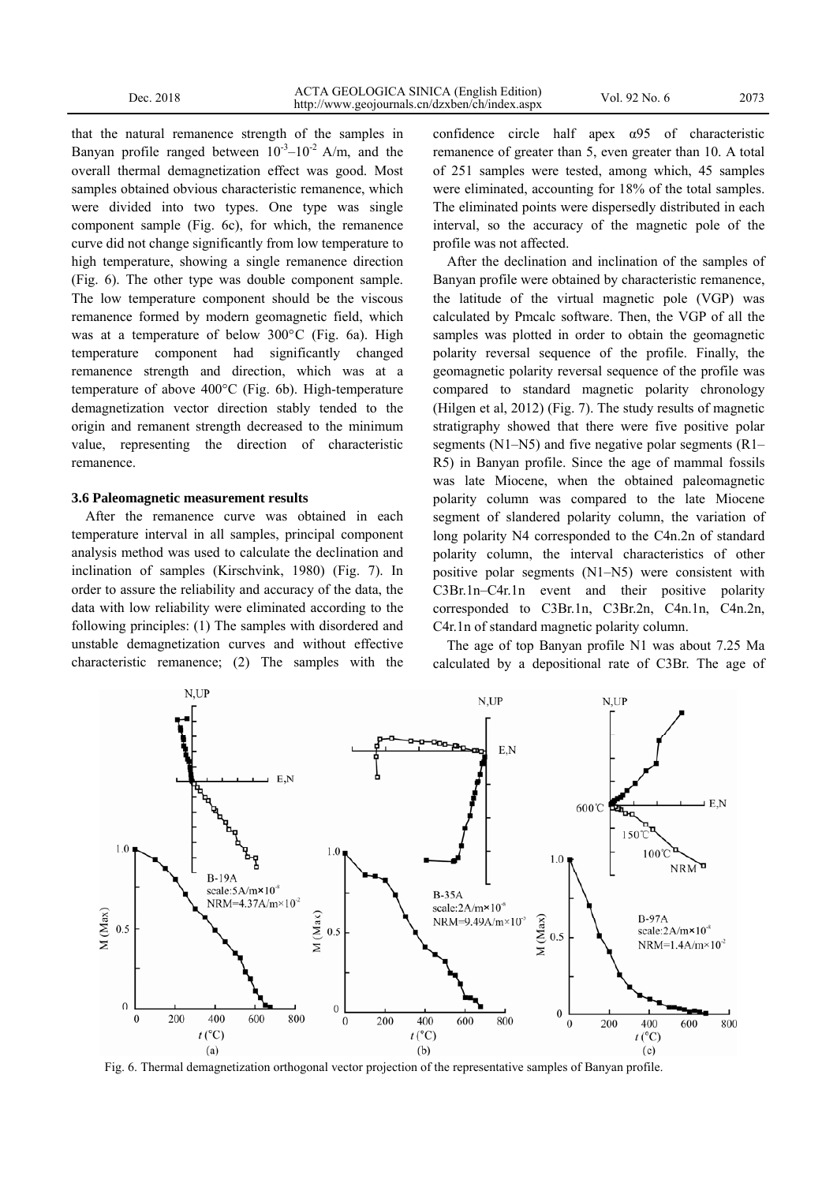that the natural remanence strength of the samples in Banyan profile ranged between $10^{-3}$–$10^{-2}$ A/m, and the overall thermal demagnetization effect was good. Most samples obtained obvious characteristic remanence, which were divided into two types. One type was single component sample (Fig. 6c), for which, the remanence curve did not change significantly from low temperature to high temperature, showing a single remanence direction (Fig. 6). The other type was double component sample. The low temperature component should be the viscous remanence formed by modern geomagnetic field, which was at a temperature of below 300°C (Fig. 6a). High temperature component had significantly changed remanence strength and direction, which was at a temperature of above 400°C (Fig. 6b). High-temperature demagnetization vector direction stably tended to the origin and remanent strength decreased to the minimum value, representing the direction of characteristic remanence.

### 3.6 Paleomagnetic measurement results

After the remanence curve was obtained in each temperature interval in all samples, principal component analysis method was used to calculate the declination and inclination of samples (Kirschvink, 1980) (Fig. 7). In order to assure the reliability and accuracy of the data, the data with low reliability were eliminated according to the following principles: (1) The samples with disordered and unstable demagnetization curves and without effective characteristic remanence; (2) The samples with the confidence circle half apex $\alpha95$ of characteristic remanence of greater than 5, even greater than 10. A total of 251 samples were tested, among which, 45 samples were eliminated, accounting for 18% of the total samples. The eliminated points were dispersedly distributed in each interval, so the accuracy of the magnetic pole of the profile was not affected.

After the declination and inclination of the samples of Banyan profile were obtained by characteristic remanence, the latitude of the virtual magnetic pole (VGP) was calculated by Pmcalc software. Then, the VGP of all the samples was plotted in order to obtain the geomagnetic polarity reversal sequence of the profile. Finally, the geomagnetic polarity reversal sequence of the profile was compared to standard magnetic polarity chronology (Hilgen et al, 2012) (Fig. 7). The study results of magnetic stratigraphy showed that there were five positive polar segments (N1–N5) and five negative polar segments (R1–R5) in Banyan profile. Since the age of mammal fossils was late Miocene, when the obtained paleomagnetic polarity column was compared to the late Miocene segment of slandered polarity column, the variation of long polarity N4 corresponded to the C4n.2n of standard polarity column, the interval characteristics of other positive polar segments (N1–N5) were consistent with C3Br.1n–C4r.1n event and their positive polarity corresponded to C3Br.1n, C3Br.2n, C4n.1n, C4n.2n, C4r.1n of standard magnetic polarity column.

The age of top Banyan profile N1 was about 7.25 Ma calculated by a depositional rate of C3Br. The age of

Fig. 6. Thermal demagnetization orthogonal vector projection of the representative samples of Banyan profile.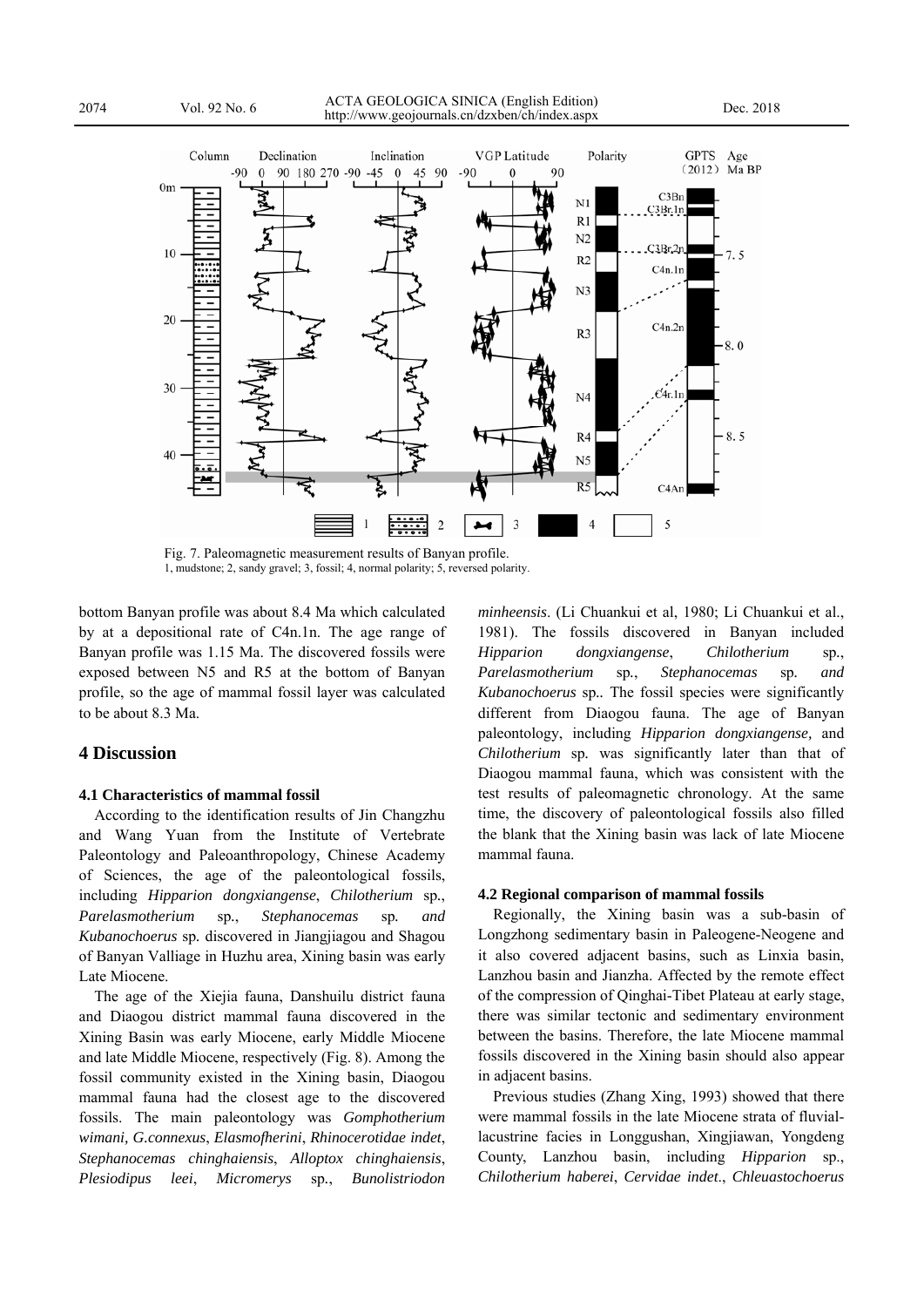Fig. 7. Paleomagnetic measurement results of Banyan profile.
1, mudstone; 2, sandy gravel; 3, fossil; 4, normal polarity; 5, reversed polarity.

bottom Banyan profile was about 8.4 Ma which calculated by at a depositional rate of C4n.1n. The age range of Banyan profile was 1.15 Ma. The discovered fossils were exposed between N5 and R5 at the bottom of Banyan profile, so the age of mammal fossil layer was calculated to be about 8.3 Ma.

## 4 Discussion

### 4.1 Characteristics of mammal fossil

According to the identification results of Jin Changzhu and Wang Yuan from the Institute of Vertebrate Paleontology and Paleoanthropology, Chinese Academy of Sciences, the age of the paleontological fossils, including *Hipparion dongxiangense*, *Chilotherium* sp., *Parelasmotherium* sp., *Stephanocemas* sp. *and Kubanochoerus* sp. discovered in Jiangjiagou and Shagou of Banyan Valliage in Huzhu area, Xining basin was early Late Miocene.

The age of the Xiejia fauna, Danshuilu district fauna and Diaogou district mammal fauna discovered in the Xining Basin was early Miocene, early Middle Miocene and late Middle Miocene, respectively (Fig. 8). Among the fossil community existed in the Xining basin, Diaogou mammal fauna had the closest age to the discovered fossils. The main paleontology was *Gomphotherium wimani, G.connexus*, *Elasmofherini*, *Rhinocerotidae indet*, *Stephanocemas chinghaiensis*, *Alloptox chinghaiensis*, *Plesiodipus leei*, *Micromerys* sp., *Bunolistriodon minheensis*. (Li Chuankui et al, 1980; Li Chuankui et al., 1981). The fossils discovered in Banyan included *Hipparion dongxiangense*, *Chilotherium* sp., *Parelasmotherium* sp., *Stephanocemas* sp. *and Kubanochoerus* sp.. The fossil species were significantly different from Diaogou fauna. The age of Banyan paleontology, including *Hipparion dongxiangense,* and *Chilotherium* sp. was significantly later than that of Diaogou mammal fauna, which was consistent with the test results of paleomagnetic chronology. At the same time, the discovery of paleontological fossils also filled the blank that the Xining basin was lack of late Miocene mammal fauna.

### 4.2 Regional comparison of mammal fossils

Regionally, the Xining basin was a sub-basin of Longzhong sedimentary basin in Paleogene-Neogene and it also covered adjacent basins, such as Linxia basin, Lanzhou basin and Jianzha. Affected by the remote effect of the compression of Qinghai-Tibet Plateau at early stage, there was similar tectonic and sedimentary environment between the basins. Therefore, the late Miocene mammal fossils discovered in the Xining basin should also appear in adjacent basins.

Previous studies (Zhang Xing, 1993) showed that there were mammal fossils in the late Miocene strata of fluvial-lacustrine facies in Longgushan, Xingjiawan, Yongdeng County, Lanzhou basin, including *Hipparion* sp., *Chilotherium haberei*, *Cervidae indet*., *Chleuastochoerus*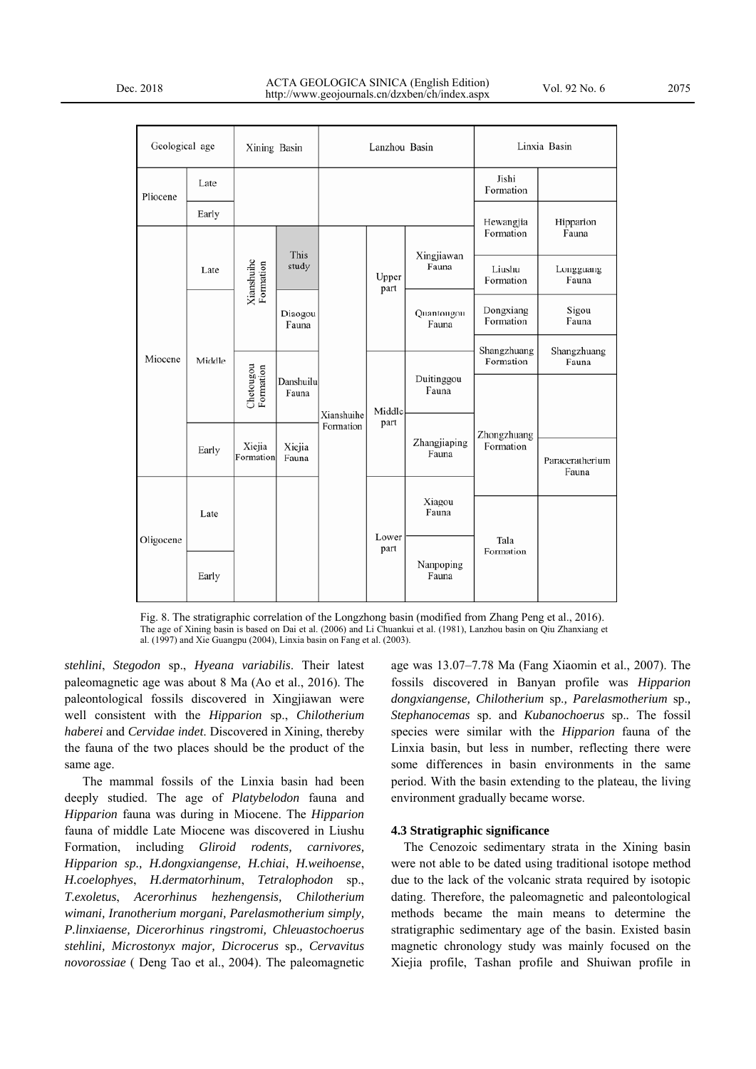| Geological age | | Xining Basin | | Lanzhou Basin | | | Linxia Basin | |
|---|---|---|---|---|---|---|---|---|
| Pliocene | Late | | | | | | Jishi Formation | |
| | Early | | | | | | Hewangjia Formation | Hipparion Fauna |
| Miocene | Late | Xianshuihe Formation | This study | Xianshuihe Formation | Upper part | Xingjiawan Fauna | Liushu Formation | Longguang Fauna |
| | Middle | | Diaogou Fauna | | | Quantougou Fauna | Dongxiang Formation | Sigou Fauna |
| | | | | | | | Shangzhuang Formation | Shangzhuang Fauna |
| | | Chetougou Formation | Danshuilu Fauna | | Middle part | Duitinggou Fauna | Zhongzhuang Formation | |
| | Early | Xiejia Formation | Xiejia Fauna | | | Zhangjiaping Fauna | | Paraceratherium Fauna |
| Oligocene | Late | | | | Lower part | Xiagou Fauna | Tala Formation | |
| | Early | | | | | Nanpoping Fauna | | |

Fig. 8. The stratigraphic correlation of the Longzhong basin (modified from Zhang Peng et al., 2016).
The age of Xining basin is based on Dai et al. (2006) and Li Chuankui et al. (1981), Lanzhou basin on Qiu Zhanxiang et al. (1997) and Xie Guangpu (2004), Linxia basin on Fang et al. (2003).

*stehlini*, *Stegodon* sp., *Hyeana variabilis*. Their latest paleomagnetic age was about 8 Ma (Ao et al., 2016). The paleontological fossils discovered in Xingjiawan were well consistent with the *Hipparion* sp., *Chilotherium haberei* and *Cervidae indet*. Discovered in Xining, thereby the fauna of the two places should be the product of the same age.

The mammal fossils of the Linxia basin had been deeply studied. The age of *Platybelodon* fauna and *Hipparion* fauna was during in Miocene. The *Hipparion* fauna of middle Late Miocene was discovered in Liushu Formation, including *Gliroid rodents, carnivores, Hipparion sp., H.dongxiangense, H.chiai*, *H.weihoense*, *H.coelophyes*, *H.dermatorhinum*, *Tetralophodon* sp., *T.exoletus*, *Acerorhinus hezhengensis, Chilotherium wimani, Iranotherium morgani, Parelasmotherium simply, P.linxiaense, Dicerorhinus ringstromi, Chleuastochoerus stehlini, Microstonyx major, Dicrocerus* sp.*, Cervavitus novorossiae* ( Deng Tao et al., 2004). The paleomagnetic age was 13.07–7.78 Ma (Fang Xiaomin et al., 2007). The fossils discovered in Banyan profile was *Hipparion dongxiangense, Chilotherium* sp.*, Parelasmotherium* sp.*, Stephanocemas* sp. and *Kubanochoerus* sp.. The fossil species were similar with the *Hipparion* fauna of the Linxia basin, but less in number, reflecting there were some differences in basin environments in the same period. With the basin extending to the plateau, the living environment gradually became worse.

### 4.3 Stratigraphic significance

The Cenozoic sedimentary strata in the Xining basin were not able to be dated using traditional isotope method due to the lack of the volcanic strata required by isotopic dating. Therefore, the paleomagnetic and paleontological methods became the main means to determine the stratigraphic sedimentary age of the basin. Existed basin magnetic chronology study was mainly focused on the Xiejia profile, Tashan profile and Shuiwan profile in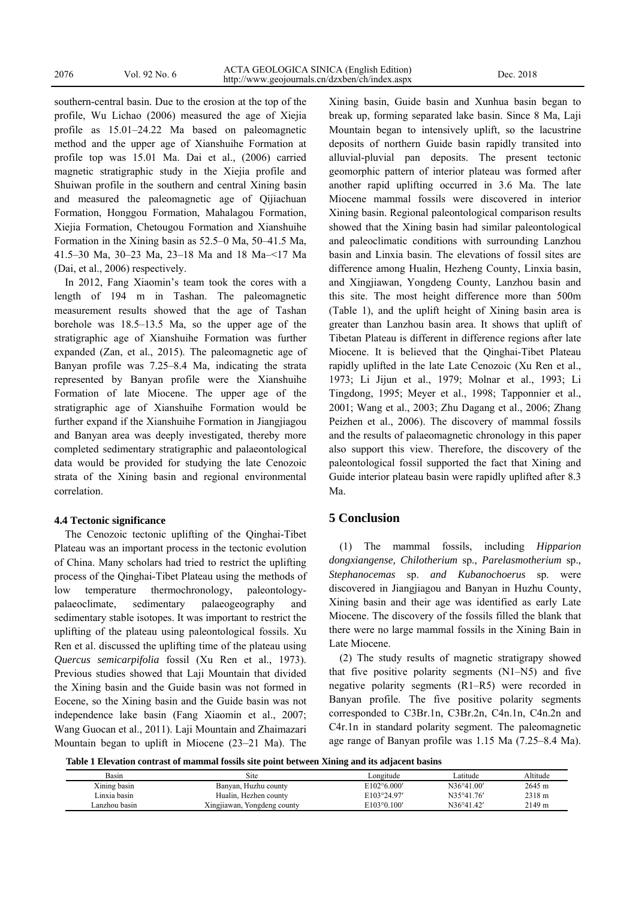southern-central basin. Due to the erosion at the top of the profile, Wu Lichao (2006) measured the age of Xiejia profile as 15.01–24.22 Ma based on paleomagnetic method and the upper age of Xianshuihe Formation at profile top was 15.01 Ma. Dai et al., (2006) carried magnetic stratigraphic study in the Xiejia profile and Shuiwan profile in the southern and central Xining basin and measured the paleomagnetic age of Qijiachuan Formation, Honggou Formation, Mahalagou Formation, Xiejia Formation, Chetougou Formation and Xianshuihe Formation in the Xining basin as 52.5–0 Ma, 50–41.5 Ma, 41.5–30 Ma, 30–23 Ma, 23–18 Ma and 18 Ma–<17 Ma (Dai, et al., 2006) respectively.

In 2012, Fang Xiaomin's team took the cores with a length of 194 m in Tashan. The paleomagnetic measurement results showed that the age of Tashan borehole was 18.5–13.5 Ma, so the upper age of the stratigraphic age of Xianshuihe Formation was further expanded (Zan, et al., 2015). The paleomagnetic age of Banyan profile was 7.25–8.4 Ma, indicating the strata represented by Banyan profile were the Xianshuihe Formation of late Miocene. The upper age of the stratigraphic age of Xianshuihe Formation would be further expand if the Xianshuihe Formation in Jiangjiagou and Banyan area was deeply investigated, thereby more completed sedimentary stratigraphic and palaeontological data would be provided for studying the late Cenozoic strata of the Xining basin and regional environmental correlation.

### 4.4 Tectonic significance

The Cenozoic tectonic uplifting of the Qinghai-Tibet Plateau was an important process in the tectonic evolution of China. Many scholars had tried to restrict the uplifting process of the Qinghai-Tibet Plateau using the methods of low temperature thermochronology, paleontology-palaeoclimate, sedimentary palaeogeography and sedimentary stable isotopes. It was important to restrict the uplifting of the plateau using paleontological fossils. Xu Ren et al. discussed the uplifting time of the plateau using *Quercus semicarpifolia* fossil (Xu Ren et al., 1973). Previous studies showed that Laji Mountain that divided the Xining basin and the Guide basin was not formed in Eocene, so the Xining basin and the Guide basin was not independence lake basin (Fang Xiaomin et al., 2007; Wang Guocan et al., 2011). Laji Mountain and Zhaimazari Mountain began to uplift in Miocene (23–21 Ma). The Xining basin, Guide basin and Xunhua basin began to break up, forming separated lake basin. Since 8 Ma, Laji Mountain began to intensively uplift, so the lacustrine deposits of northern Guide basin rapidly transited into alluvial-pluvial pan deposits. The present tectonic geomorphic pattern of interior plateau was formed after another rapid uplifting occurred in 3.6 Ma. The late Miocene mammal fossils were discovered in interior Xining basin. Regional paleontological comparison results showed that the Xining basin had similar paleontological and paleoclimatic conditions with surrounding Lanzhou basin and Linxia basin. The elevations of fossil sites are difference among Hualin, Hezheng County, Linxia basin, and Xingjiawan, Yongdeng County, Lanzhou basin and this site. The most height difference more than 500m (Table 1), and the uplift height of Xining basin area is greater than Lanzhou basin area. It shows that uplift of Tibetan Plateau is different in difference regions after late Miocene. It is believed that the Qinghai-Tibet Plateau rapidly uplifted in the late Late Cenozoic (Xu Ren et al., 1973; Li Jijun et al., 1979; Molnar et al., 1993; Li Tingdong, 1995; Meyer et al., 1998; Tapponnier et al., 2001; Wang et al., 2003; Zhu Dagang et al., 2006; Zhang Peizhen et al., 2006). The discovery of mammal fossils and the results of palaeomagnetic chronology in this paper also support this view. Therefore, the discovery of the paleontological fossil supported the fact that Xining and Guide interior plateau basin were rapidly uplifted after 8.3 Ma.

## 5 Conclusion

(1) The mammal fossils, including *Hipparion dongxiangense, Chilotherium* sp., *Parelasmotherium* sp., *Stephanocemas* sp. *and Kubanochoerus* sp. were discovered in Jiangjiagou and Banyan in Huzhu County, Xining basin and their age was identified as early Late Miocene. The discovery of the fossils filled the blank that there were no large mammal fossils in the Xining Bain in Late Miocene.

(2) The study results of magnetic stratigrapy showed that five positive polarity segments (N1–N5) and five negative polarity segments (R1–R5) were recorded in Banyan profile. The five positive polarity segments corresponded to C3Br.1n, C3Br.2n, C4n.1n, C4n.2n and C4r.1n in standard polarity segment. The paleomagnetic age range of Banyan profile was 1.15 Ma (7.25–8.4 Ma).

**Table 1 Elevation contrast of mammal fossils site point between Xining and its adjacent basins**

| Basin | Site | Longitude | Latitude | Altitude |
|---|---|---|---|---|
| Xining basin | Banyan, Huzhu county | E102°6.000′ | N36°41.00′ | 2645 m |
| Linxia basin | Hualin, Hezhen county | E103°24.97′ | N35°41.76′ | 2318 m |
| Lanzhou basin | Xingjiawan, Yongdeng county | E103°0.100′ | N36°41.42′ | 2149 m |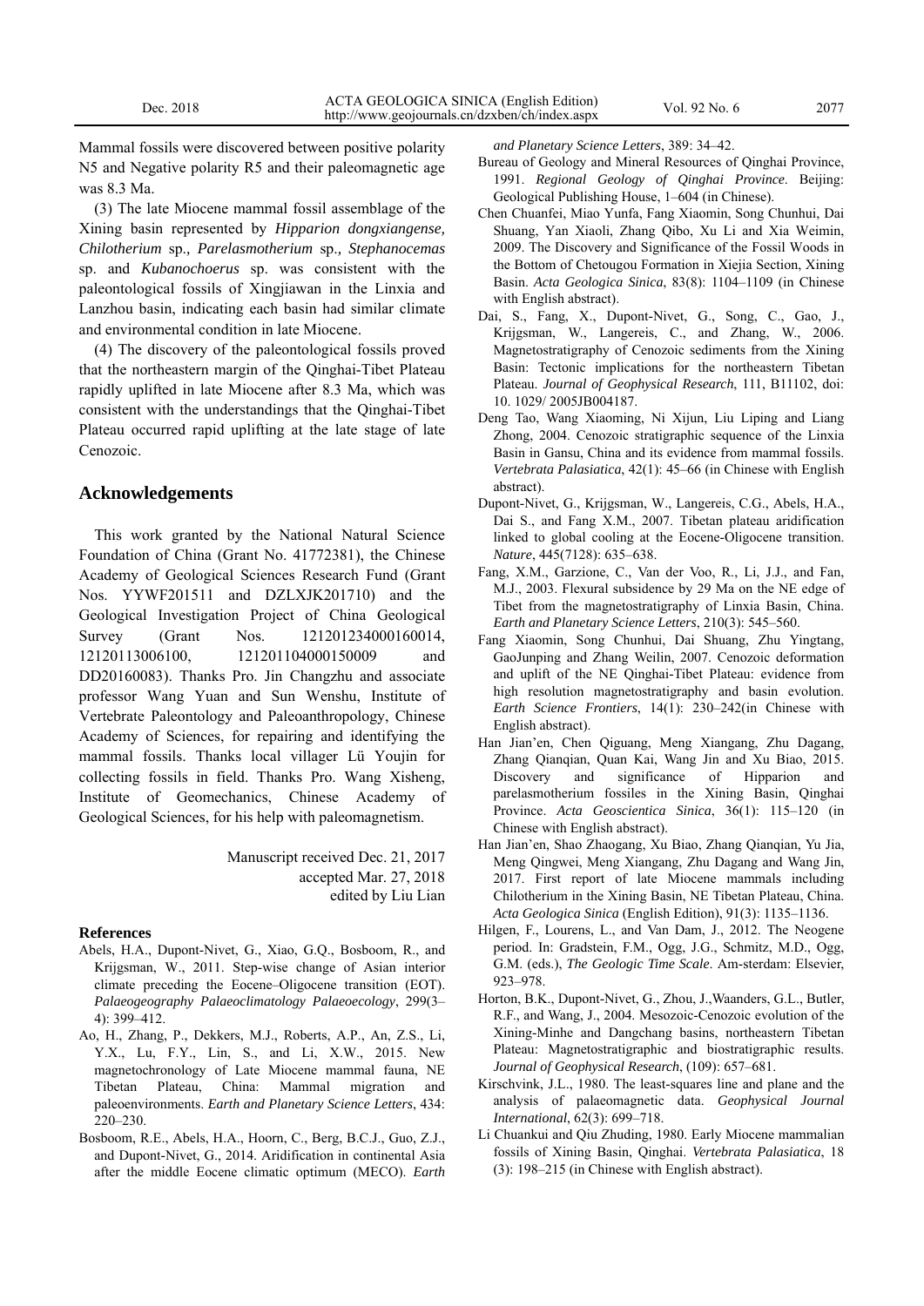Mammal fossils were discovered between positive polarity N5 and Negative polarity R5 and their paleomagnetic age was 8.3 Ma.

(3) The late Miocene mammal fossil assemblage of the Xining basin represented by *Hipparion dongxiangense, Chilotherium* sp.*, Parelasmotherium* sp.*, Stephanocemas* sp. and *Kubanochoerus* sp. was consistent with the paleontological fossils of Xingjiawan in the Linxia and Lanzhou basin, indicating each basin had similar climate and environmental condition in late Miocene.

(4) The discovery of the paleontological fossils proved that the northeastern margin of the Qinghai-Tibet Plateau rapidly uplifted in late Miocene after 8.3 Ma, which was consistent with the understandings that the Qinghai-Tibet Plateau occurred rapid uplifting at the late stage of late Cenozoic.

## Acknowledgements

This work granted by the National Natural Science Foundation of China (Grant No. 41772381), the Chinese Academy of Geological Sciences Research Fund (Grant Nos. YYWF201511 and DZLXJK201710) and the Geological Investigation Project of China Geological Survey (Grant Nos. 121201234000160014, 12120113006100, 121201104000150009 and DD20160083). Thanks Pro. Jin Changzhu and associate professor Wang Yuan and Sun Wenshu, Institute of Vertebrate Paleontology and Paleoanthropology, Chinese Academy of Sciences, for repairing and identifying the mammal fossils. Thanks local villager Lü Youjin for collecting fossils in field. Thanks Pro. Wang Xisheng, Institute of Geomechanics, Chinese Academy of Geological Sciences, for his help with paleomagnetism.

Manuscript received Dec. 21, 2017
accepted Mar. 27, 2018
edited by Liu Lian

### References

Abels, H.A., Dupont-Nivet, G., Xiao, G.Q., Bosboom, R., and Krijgsman, W., 2011. Step-wise change of Asian interior climate preceding the Eocene–Oligocene transition (EOT). *Palaeogeography Palaeoclimatology Palaeoecology*, 299(3–4): 399–412.

Ao, H., Zhang, P., Dekkers, M.J., Roberts, A.P., An, Z.S., Li, Y.X., Lu, F.Y., Lin, S., and Li, X.W., 2015. New magnetochronology of Late Miocene mammal fauna, NE Tibetan Plateau, China: Mammal migration and paleoenvironments. *Earth and Planetary Science Letters*, 434: 220–230.

Bosboom, R.E., Abels, H.A., Hoorn, C., Berg, B.C.J., Guo, Z.J., and Dupont-Nivet, G., 2014. Aridification in continental Asia after the middle Eocene climatic optimum (MECO). *Earth and Planetary Science Letters*, 389: 34–42.

Bureau of Geology and Mineral Resources of Qinghai Province, 1991. *Regional Geology of Qinghai Province*. Beijing: Geological Publishing House, 1–604 (in Chinese).

Chen Chuanfei, Miao Yunfa, Fang Xiaomin, Song Chunhui, Dai Shuang, Yan Xiaoli, Zhang Qibo, Xu Li and Xia Weimin, 2009. The Discovery and Significance of the Fossil Woods in the Bottom of Chetougou Formation in Xiejia Section, Xining Basin. *Acta Geologica Sinica*, 83(8): 1104–1109 (in Chinese with English abstract).

Dai, S., Fang, X., Dupont-Nivet, G., Song, C., Gao, J., Krijgsman, W., Langereis, C., and Zhang, W., 2006. Magnetostratigraphy of Cenozoic sediments from the Xining Basin: Tectonic implications for the northeastern Tibetan Plateau. *Journal of Geophysical Research*, 111, B11102, doi: 10. 1029/ 2005JB004187.

Deng Tao, Wang Xiaoming, Ni Xijun, Liu Liping and Liang Zhong, 2004. Cenozoic stratigraphic sequence of the Linxia Basin in Gansu, China and its evidence from mammal fossils. *Vertebrata Palasiatica*, 42(1): 45–66 (in Chinese with English abstract).

Dupont-Nivet, G., Krijgsman, W., Langereis, C.G., Abels, H.A., Dai S., and Fang X.M., 2007. Tibetan plateau aridification linked to global cooling at the Eocene-Oligocene transition. *Nature*, 445(7128): 635–638.

Fang, X.M., Garzione, C., Van der Voo, R., Li, J.J., and Fan, M.J., 2003. Flexural subsidence by 29 Ma on the NE edge of Tibet from the magnetostratigraphy of Linxia Basin, China. *Earth and Planetary Science Letters*, 210(3): 545–560.

Fang Xiaomin, Song Chunhui, Dai Shuang, Zhu Yingtang, GaoJunping and Zhang Weilin, 2007. Cenozoic deformation and uplift of the NE Qinghai-Tibet Plateau: evidence from high resolution magnetostratigraphy and basin evolution. *Earth Science Frontiers*, 14(1): 230–242(in Chinese with English abstract).

Han Jian'en, Chen Qiguang, Meng Xiangang, Zhu Dagang, Zhang Qianqian, Quan Kai, Wang Jin and Xu Biao, 2015. Discovery and significance of Hipparion and parelasmotherium fossiles in the Xining Basin, Qinghai Province. *Acta Geoscientica Sinica*, 36(1): 115–120 (in Chinese with English abstract).

Han Jian'en, Shao Zhaogang, Xu Biao, Zhang Qianqian, Yu Jia, Meng Qingwei, Meng Xiangang, Zhu Dagang and Wang Jin, 2017. First report of late Miocene mammals including Chilotherium in the Xining Basin, NE Tibetan Plateau, China. *Acta Geologica Sinica* (English Edition), 91(3): 1135–1136.

Hilgen, F., Lourens, L., and Van Dam, J., 2012. The Neogene period. In: Gradstein, F.M., Ogg, J.G., Schmitz, M.D., Ogg, G.M. (eds.), *The Geologic Time Scale*. Am-sterdam: Elsevier, 923–978.

Horton, B.K., Dupont-Nivet, G., Zhou, J.,Waanders, G.L., Butler, R.F., and Wang, J., 2004. Mesozoic-Cenozoic evolution of the Xining-Minhe and Dangchang basins, northeastern Tibetan Plateau: Magnetostratigraphic and biostratigraphic results. *Journal of Geophysical Research*, (109): 657–681.

Kirschvink, J.L., 1980. The least-squares line and plane and the analysis of palaeomagnetic data. *Geophysical Journal International*, 62(3): 699–718.

Li Chuankui and Qiu Zhuding, 1980. Early Miocene mammalian fossils of Xining Basin, Qinghai. *Vertebrata Palasiatica*, 18 (3): 198–215 (in Chinese with English abstract).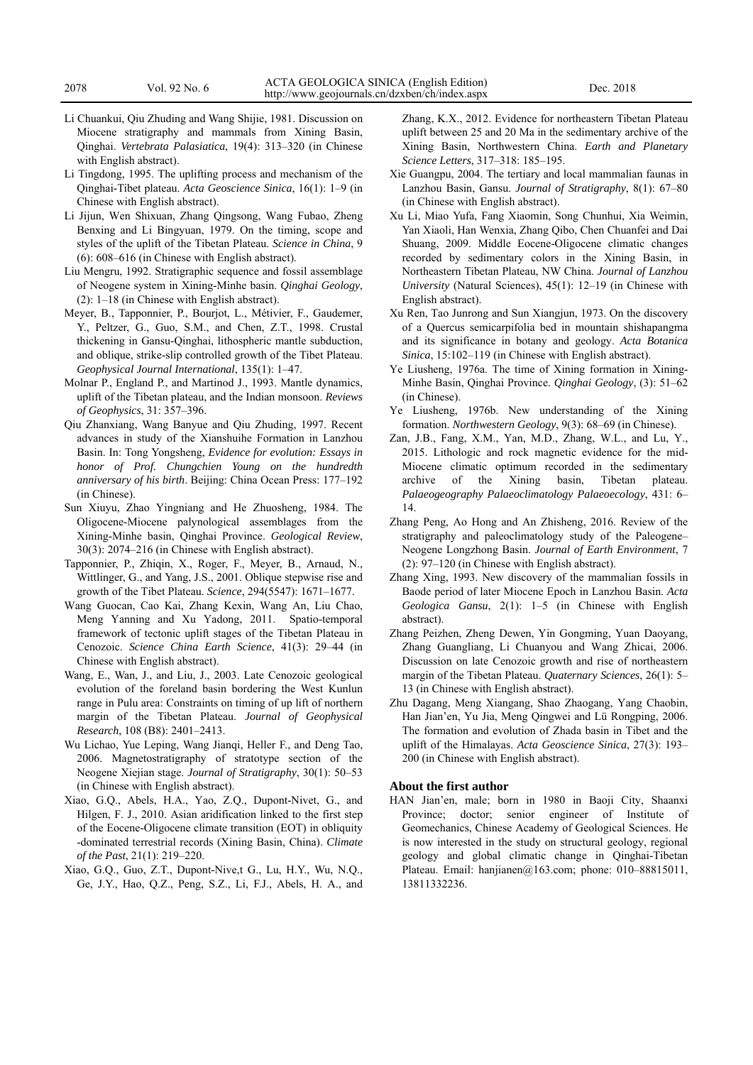Li Chuankui, Qiu Zhuding and Wang Shijie, 1981. Discussion on Miocene stratigraphy and mammals from Xining Basin, Qinghai. *Vertebrata Palasiatica*, 19(4): 313–320 (in Chinese with English abstract).

Li Tingdong, 1995. The uplifting process and mechanism of the Qinghai-Tibet plateau. *Acta Geoscience Sinica*, 16(1): 1–9 (in Chinese with English abstract).

Li Jijun, Wen Shixuan, Zhang Qingsong, Wang Fubao, Zheng Benxing and Li Bingyuan, 1979. On the timing, scope and styles of the uplift of the Tibetan Plateau. *Science in China*, 9 (6): 608–616 (in Chinese with English abstract).

Liu Mengru, 1992. Stratigraphic sequence and fossil assemblage of Neogene system in Xining-Minhe basin. *Qinghai Geology*, (2): 1–18 (in Chinese with English abstract).

Meyer, B., Tapponnier, P., Bourjot, L., Métivier, F., Gaudemer, Y., Peltzer, G., Guo, S.M., and Chen, Z.T., 1998. Crustal thickening in Gansu-Qinghai, lithospheric mantle subduction, and oblique, strike-slip controlled growth of the Tibet Plateau. *Geophysical Journal International*, 135(1): 1–47.

Molnar P., England P., and Martinod J., 1993. Mantle dynamics, uplift of the Tibetan plateau, and the Indian monsoon. *Reviews of Geophysics*, 31: 357–396.

Qiu Zhanxiang, Wang Banyue and Qiu Zhuding, 1997. Recent advances in study of the Xianshuihe Formation in Lanzhou Basin. In: Tong Yongsheng, *Evidence for evolution: Essays in honor of Prof. Chungchien Young on the hundredth anniversary of his birth*. Beijing: China Ocean Press: 177–192 (in Chinese).

Sun Xiuyu, Zhao Yingniang and He Zhuosheng, 1984. The Oligocene-Miocene palynological assemblages from the Xining-Minhe basin, Qinghai Province. *Geological Review*, 30(3): 2074–216 (in Chinese with English abstract).

Tapponnier, P., Zhiqin, X., Roger, F., Meyer, B., Arnaud, N., Wittlinger, G., and Yang, J.S., 2001. Oblique stepwise rise and growth of the Tibet Plateau. *Science*, 294(5547): 1671–1677.

Wang Guocan, Cao Kai, Zhang Kexin, Wang An, Liu Chao, Meng Yanning and Xu Yadong, 2011. Spatio-temporal framework of tectonic uplift stages of the Tibetan Plateau in Cenozoic. *Science China Earth Science*, 41(3): 29–44 (in Chinese with English abstract).

Wang, E., Wan, J., and Liu, J., 2003. Late Cenozoic geological evolution of the foreland basin bordering the West Kunlun range in Pulu area: Constraints on timing of up lift of northern margin of the Tibetan Plateau. *Journal of Geophysical Research*, 108 (B8): 2401–2413.

Wu Lichao, Yue Leping, Wang Jianqi, Heller F., and Deng Tao, 2006. Magnetostratigraphy of stratotype section of the Neogene Xiejian stage. *Journal of Stratigraphy*, 30(1): 50–53 (in Chinese with English abstract).

Xiao, G.Q., Abels, H.A., Yao, Z.Q., Dupont-Nivet, G., and Hilgen, F. J., 2010. Asian aridification linked to the first step of the Eocene-Oligocene climate transition (EOT) in obliquity -dominated terrestrial records (Xining Basin, China). *Climate of the Past*, 21(1): 219–220.

Xiao, G.Q., Guo, Z.T., Dupont-Nive,t G., Lu, H.Y., Wu, N.Q., Ge, J.Y., Hao, Q.Z., Peng, S.Z., Li, F.J., Abels, H. A., and Zhang, K.X., 2012. Evidence for northeastern Tibetan Plateau uplift between 25 and 20 Ma in the sedimentary archive of the Xining Basin, Northwestern China. *Earth and Planetary Science Letters*, 317–318: 185–195.

Xie Guangpu, 2004. The tertiary and local mammalian faunas in Lanzhou Basin, Gansu. *Journal of Stratigraphy*, 8(1): 67–80 (in Chinese with English abstract).

Xu Li, Miao Yufa, Fang Xiaomin, Song Chunhui, Xia Weimin, Yan Xiaoli, Han Wenxia, Zhang Qibo, Chen Chuanfei and Dai Shuang, 2009. Middle Eocene-Oligocene climatic changes recorded by sedimentary colors in the Xining Basin, in Northeastern Tibetan Plateau, NW China. *Journal of Lanzhou University* (Natural Sciences), 45(1): 12–19 (in Chinese with English abstract).

Xu Ren, Tao Junrong and Sun Xiangjun, 1973. On the discovery of a Quercus semicarpifolia bed in mountain shishapangma and its significance in botany and geology. *Acta Botanica Sinica*, 15:102–119 (in Chinese with English abstract).

Ye Liusheng, 1976a. The time of Xining formation in Xining-Minhe Basin, Qinghai Province. *Qinghai Geology*, (3): 51–62 (in Chinese).

Ye Liusheng, 1976b. New understanding of the Xining formation. *Northwestern Geology*, 9(3): 68–69 (in Chinese).

Zan, J.B., Fang, X.M., Yan, M.D., Zhang, W.L., and Lu, Y., 2015. Lithologic and rock magnetic evidence for the mid-Miocene climatic optimum recorded in the sedimentary archive of the Xining basin, Tibetan plateau. *Palaeogeography Palaeoclimatology Palaeoecology*, 431: 6–14.

Zhang Peng, Ao Hong and An Zhisheng, 2016. Review of the stratigraphy and paleoclimatology study of the Paleogene–Neogene Longzhong Basin. *Journal of Earth Environment*, 7 (2): 97–120 (in Chinese with English abstract).

Zhang Xing, 1993. New discovery of the mammalian fossils in Baode period of later Miocene Epoch in Lanzhou Basin. *Acta Geologica Gansu*, 2(1): 1–5 (in Chinese with English abstract).

Zhang Peizhen, Zheng Dewen, Yin Gongming, Yuan Daoyang, Zhang Guangliang, Li Chuanyou and Wang Zhicai, 2006. Discussion on late Cenozoic growth and rise of northeastern margin of the Tibetan Plateau. *Quaternary Sciences*, 26(1): 5–13 (in Chinese with English abstract).

Zhu Dagang, Meng Xiangang, Shao Zhaogang, Yang Chaobin, Han Jian'en, Yu Jia, Meng Qingwei and Lü Rongping, 2006. The formation and evolution of Zhada basin in Tibet and the uplift of the Himalayas. *Acta Geoscience Sinica*, 27(3): 193–200 (in Chinese with English abstract).

## About the first author

HAN Jian'en, male; born in 1980 in Baoji City, Shaanxi Province; doctor; senior engineer of Institute of Geomechanics, Chinese Academy of Geological Sciences. He is now interested in the study on structural geology, regional geology and global climatic change in Qinghai-Tibetan Plateau. Email: hanjianen@163.com; phone: 010–88815011, 13811332236.